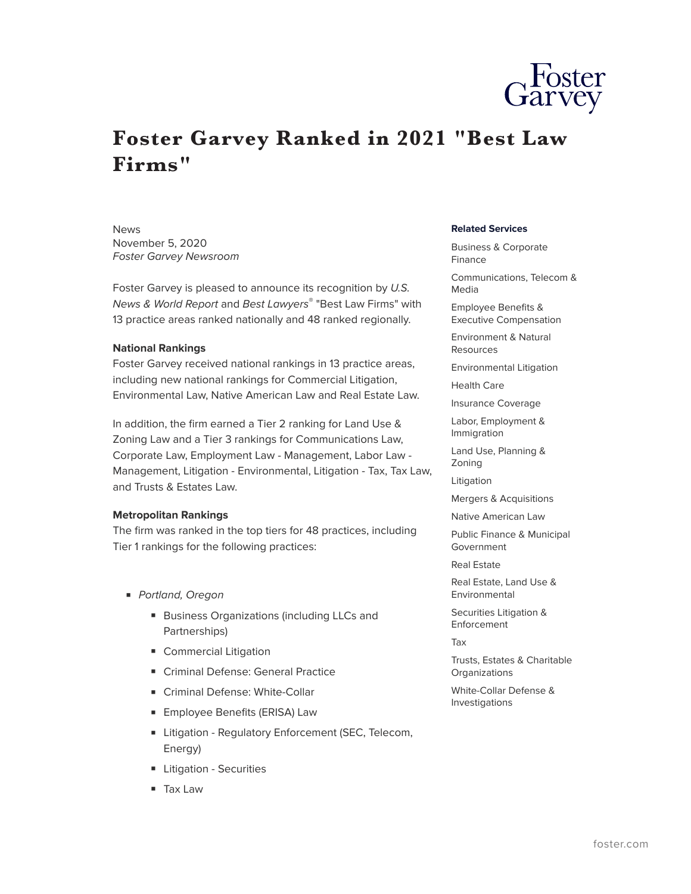# Foster Garvey Ranked in 2021 "Best Law Firms"

News
November 5, 2020
*Foster Garvey Newsroom*

Foster Garvey is pleased to announce its recognition by *U.S. News & World Report* and *Best Lawyers®* "Best Law Firms" with 13 practice areas ranked nationally and 48 ranked regionally.

**National Rankings**
Foster Garvey received national rankings in 13 practice areas, including new national rankings for Commercial Litigation, Environmental Law, Native American Law and Real Estate Law.

In addition, the firm earned a Tier 2 ranking for Land Use & Zoning Law and a Tier 3 rankings for Communications Law, Corporate Law, Employment Law - Management, Labor Law - Management, Litigation - Environmental, Litigation - Tax, Tax Law, and Trusts & Estates Law.

**Metropolitan Rankings**
The firm was ranked in the top tiers for 48 practices, including Tier 1 rankings for the following practices:

- *Portland, Oregon*
  - Business Organizations (including LLCs and Partnerships)
  - Commercial Litigation
  - Criminal Defense: General Practice
  - Criminal Defense: White-Collar
  - Employee Benefits (ERISA) Law
  - Litigation - Regulatory Enforcement (SEC, Telecom, Energy)
  - Litigation - Securities
  - Tax Law

**Related Services**

Business & Corporate Finance

Communications, Telecom & Media

Employee Benefits & Executive Compensation

Environment & Natural Resources

Environmental Litigation

Health Care

Insurance Coverage

Labor, Employment & Immigration

Land Use, Planning & Zoning

Litigation

Mergers & Acquisitions

Native American Law

Public Finance & Municipal Government

Real Estate

Real Estate, Land Use & Environmental

Securities Litigation & Enforcement

Tax

Trusts, Estates & Charitable Organizations

White-Collar Defense & Investigations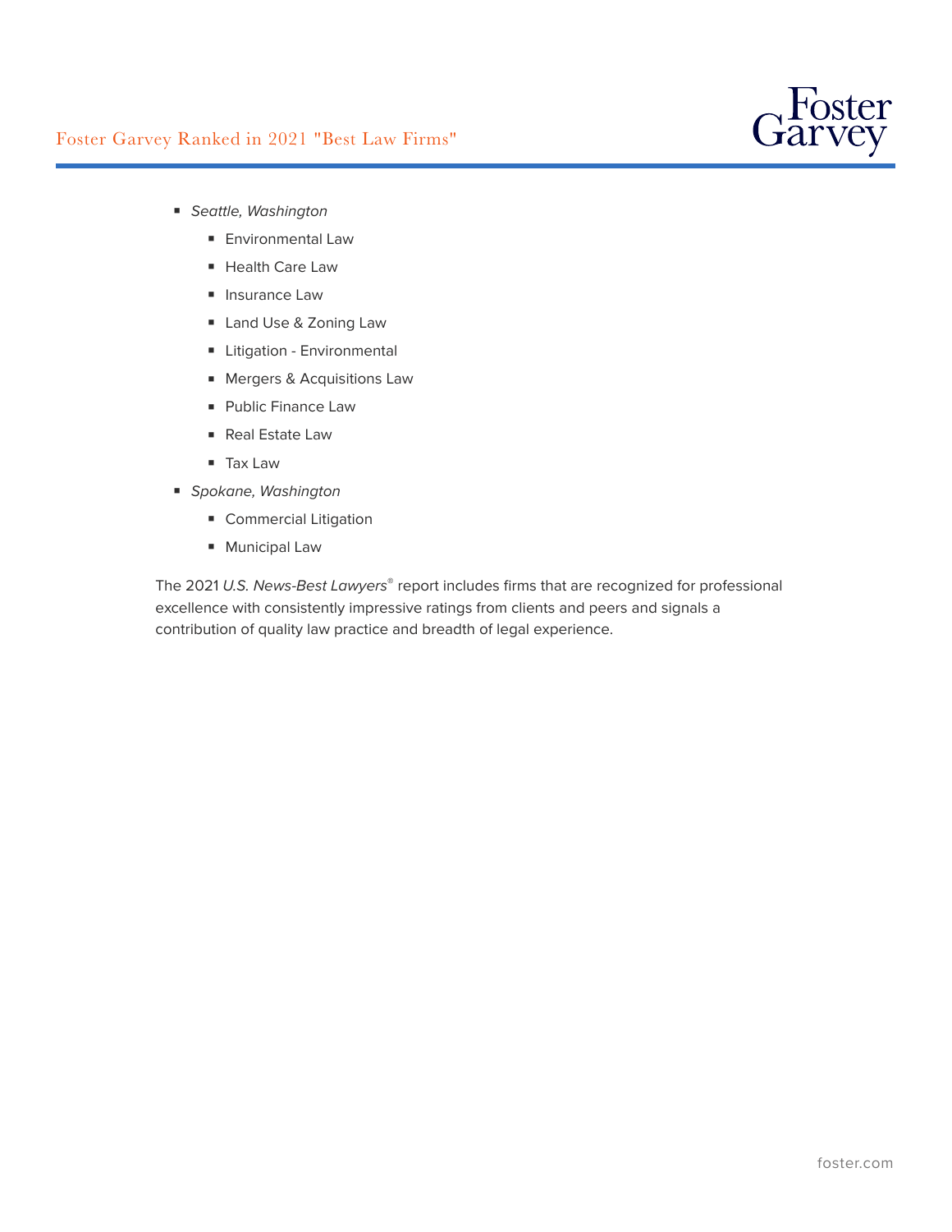- *Seattle, Washington*
  - Environmental Law
  - Health Care Law
  - Insurance Law
  - Land Use & Zoning Law
  - Litigation - Environmental
  - Mergers & Acquisitions Law
  - Public Finance Law
  - Real Estate Law
  - Tax Law
- *Spokane, Washington*
  - Commercial Litigation
  - Municipal Law

The 2021 *U.S. News-Best Lawyers*® report includes firms that are recognized for professional excellence with consistently impressive ratings from clients and peers and signals a contribution of quality law practice and breadth of legal experience.